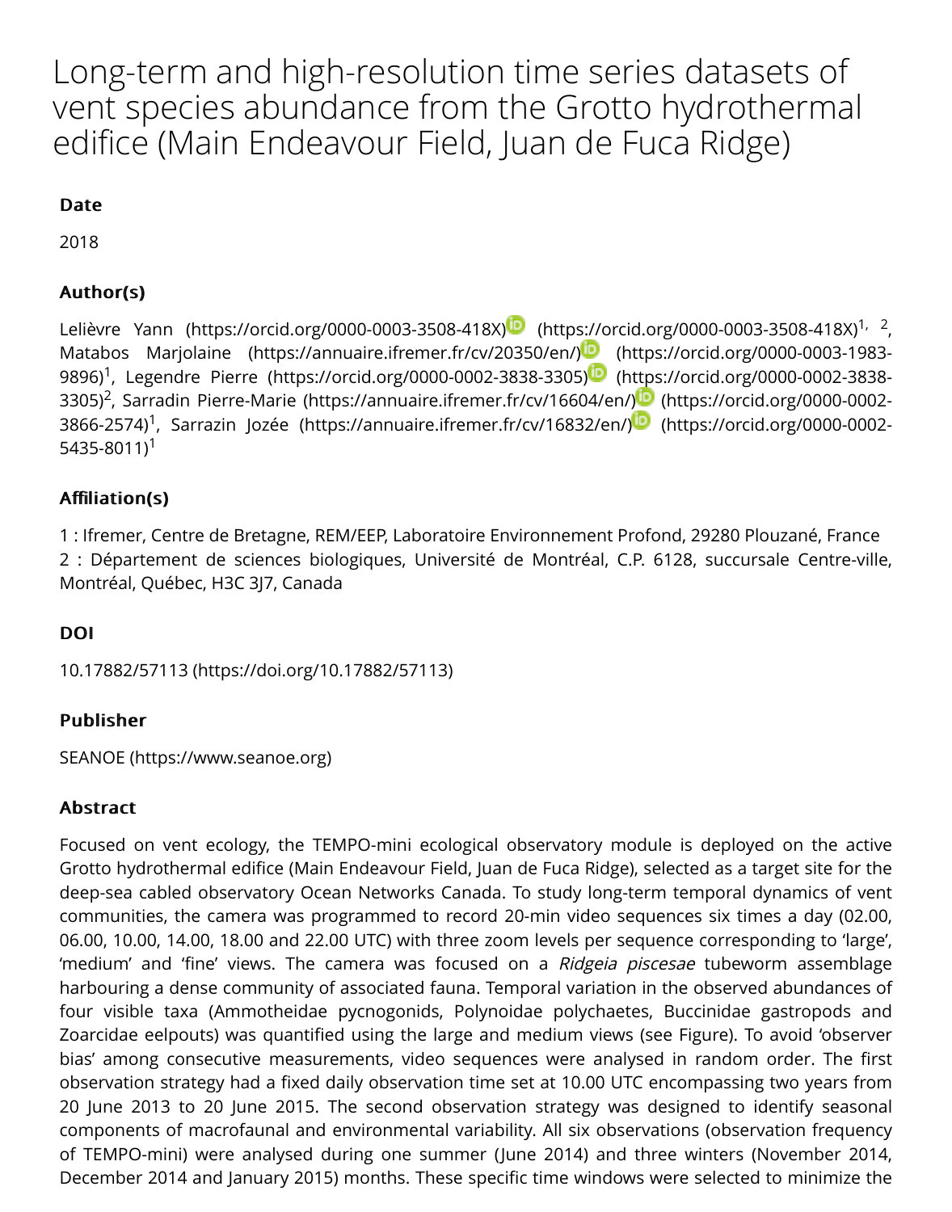# Long-term and high-resolution time series datasets of vent species abundance from the Grotto hydrothermal edifice (Main Endeavour Field, Juan de Fuca Ridge)

## Date

2018

## Author(s)

Lelièvre Yann (https://orcid.org/0000-0003-3508-418X) (https://orcid.org/0000-0003-3508-418X)[1, 2], Matabos Marjolaine (https://annuaire.ifremer.fr/cv/20350/en/) (https://orcid.org/0000-0003-1983-9896)[1], Legendre Pierre (https://orcid.org/0000-0002-3838-3305) (https://orcid.org/0000-0002-3838-3305)[2], Sarradin Pierre-Marie (https://annuaire.ifremer.fr/cv/16604/en/) (https://orcid.org/0000-0002-3866-2574)[1], Sarrazin Jozée (https://annuaire.ifremer.fr/cv/16832/en/) (https://orcid.org/0000-0002-5435-8011)[1]

## Affiliation(s)

1 : Ifremer, Centre de Bretagne, REM/EEP, Laboratoire Environnement Profond, 29280 Plouzané, France
2 : Département de sciences biologiques, Université de Montréal, C.P. 6128, succursale Centre-ville, Montréal, Québec, H3C 3J7, Canada

## DOI

10.17882/57113 (https://doi.org/10.17882/57113)

## Publisher

SEANOE (https://www.seanoe.org)

## Abstract

Focused on vent ecology, the TEMPO-mini ecological observatory module is deployed on the active Grotto hydrothermal edifice (Main Endeavour Field, Juan de Fuca Ridge), selected as a target site for the deep-sea cabled observatory Ocean Networks Canada. To study long-term temporal dynamics of vent communities, the camera was programmed to record 20-min video sequences six times a day (02.00, 06.00, 10.00, 14.00, 18.00 and 22.00 UTC) with three zoom levels per sequence corresponding to 'large', 'medium' and 'fine' views. The camera was focused on a *Ridgeia piscesae* tubeworm assemblage harbouring a dense community of associated fauna. Temporal variation in the observed abundances of four visible taxa (Ammotheidae pycnogonids, Polynoidae polychaetes, Buccinidae gastropods and Zoarcidae eelpouts) was quantified using the large and medium views (see Figure). To avoid 'observer bias' among consecutive measurements, video sequences were analysed in random order. The first observation strategy had a fixed daily observation time set at 10.00 UTC encompassing two years from 20 June 2013 to 20 June 2015. The second observation strategy was designed to identify seasonal components of macrofaunal and environmental variability. All six observations (observation frequency of TEMPO-mini) were analysed during one summer (June 2014) and three winters (November 2014, December 2014 and January 2015) months. These specific time windows were selected to minimize the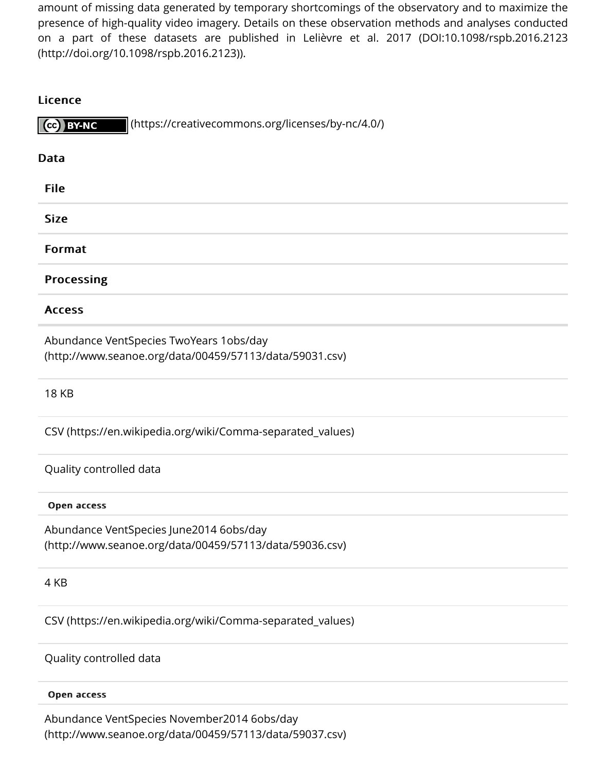amount of missing data generated by temporary shortcomings of the observatory and to maximize the presence of high-quality video imagery. Details on these observation methods and analyses conducted on a part of these datasets are published in Lelièvre et al. 2017 (DOI:10.1098/rspb.2016.2123 (http://doi.org/10.1098/rspb.2016.2123)).

## Licence

(cc) BY-NC (https://creativecommons.org/licenses/by-nc/4.0/)

## Data

| File | Size | Format | Processing | Access |
|---|---|---|---|---|
| Abundance VentSpecies TwoYears 1obs/day (http://www.seanoe.org/data/00459/57113/data/59031.csv) | 18 KB | CSV (https://en.wikipedia.org/wiki/Comma-separated_values) | Quality controlled data | Open access |
| Abundance VentSpecies June2014 6obs/day (http://www.seanoe.org/data/00459/57113/data/59036.csv) | 4 KB | CSV (https://en.wikipedia.org/wiki/Comma-separated_values) | Quality controlled data | Open access |
| Abundance VentSpecies November2014 6obs/day (http://www.seanoe.org/data/00459/57113/data/59037.csv) | | | | |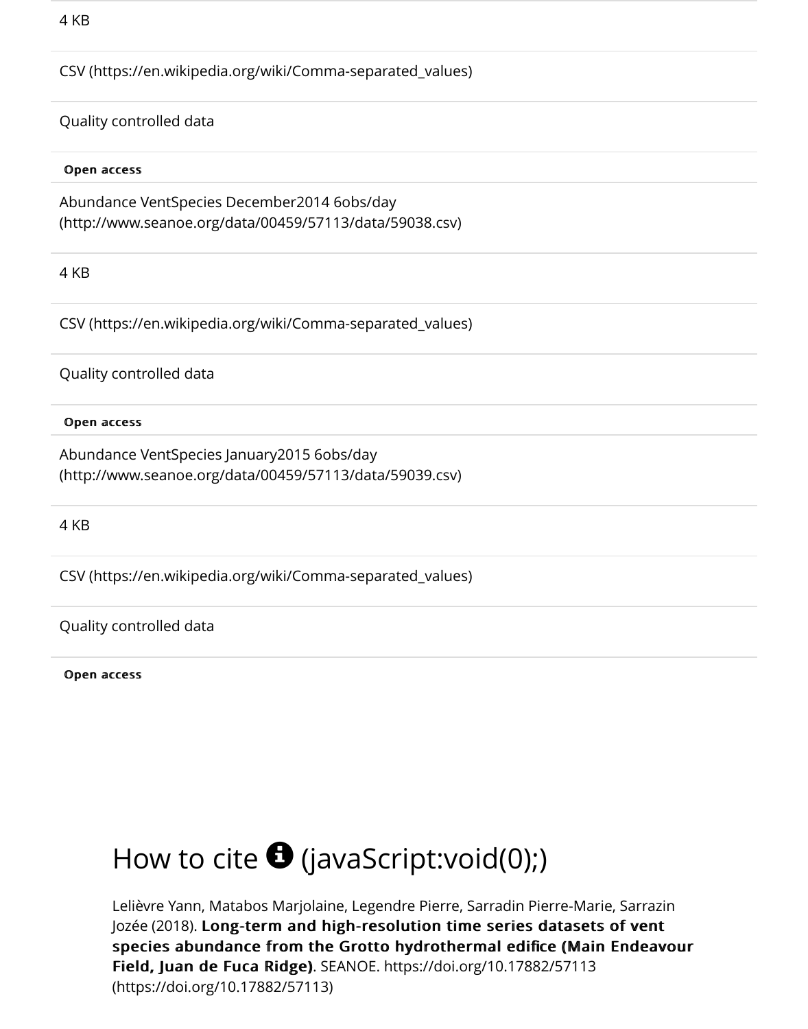| 4 KB |
| --- |
| CSV (https://en.wikipedia.org/wiki/Comma-separated_values) |
| Quality controlled data |
| **Open access** |
| Abundance VentSpecies December2014 6obs/day (http://www.seanoe.org/data/00459/57113/data/59038.csv) |
| 4 KB |
| CSV (https://en.wikipedia.org/wiki/Comma-separated_values) |
| Quality controlled data |
| **Open access** |
| Abundance VentSpecies January2015 6obs/day (http://www.seanoe.org/data/00459/57113/data/59039.csv) |
| 4 KB |
| CSV (https://en.wikipedia.org/wiki/Comma-separated_values) |
| Quality controlled data |
| **Open access** |

# How to cite (javaScript:void(0);)

Lelièvre Yann, Matabos Marjolaine, Legendre Pierre, Sarradin Pierre-Marie, Sarrazin Jozée (2018). **Long-term and high-resolution time series datasets of vent species abundance from the Grotto hydrothermal edifice (Main Endeavour Field, Juan de Fuca Ridge)**. SEANOE. https://doi.org/10.17882/57113 (https://doi.org/10.17882/57113)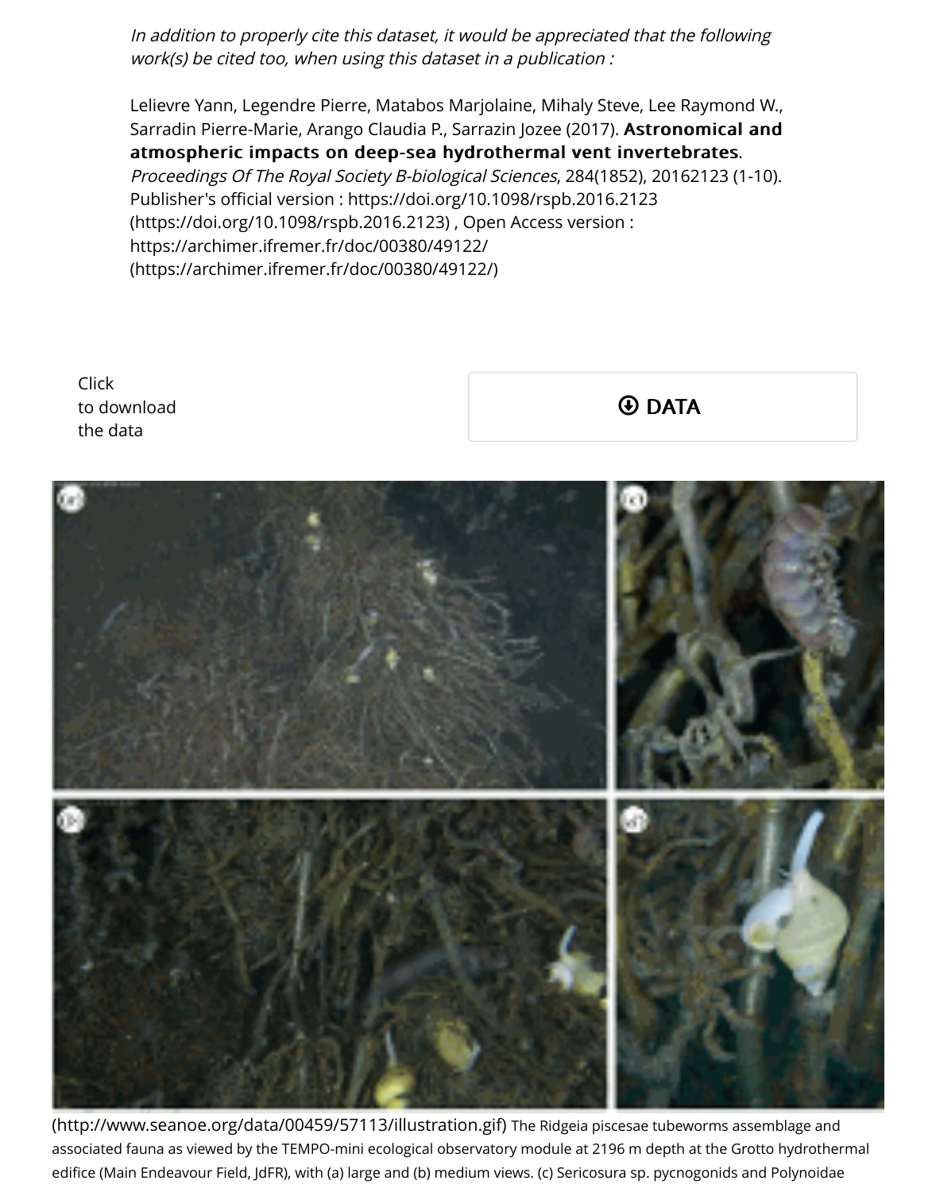*In addition to properly cite this dataset, it would be appreciated that the following work(s) be cited too, when using this dataset in a publication :*

Lelievre Yann, Legendre Pierre, Matabos Marjolaine, Mihaly Steve, Lee Raymond W., Sarradin Pierre-Marie, Arango Claudia P., Sarrazin Jozee (2017). **Astronomical and atmospheric impacts on deep-sea hydrothermal vent invertebrates**. *Proceedings Of The Royal Society B-biological Sciences*, 284(1852), 20162123 (1-10). Publisher's official version : https://doi.org/10.1098/rspb.2016.2123 (https://doi.org/10.1098/rspb.2016.2123) , Open Access version : https://archimer.ifremer.fr/doc/00380/49122/ (https://archimer.ifremer.fr/doc/00380/49122/)

Click to download the data

DATA

(http://www.seanoe.org/data/00459/57113/illustration.gif) The Ridgeia piscesae tubeworms assemblage and associated fauna as viewed by the TEMPO-mini ecological observatory module at 2196 m depth at the Grotto hydrothermal edifice (Main Endeavour Field, JdFR), with (a) large and (b) medium views. (c) Sericosura sp. pycnogonids and Polynoidae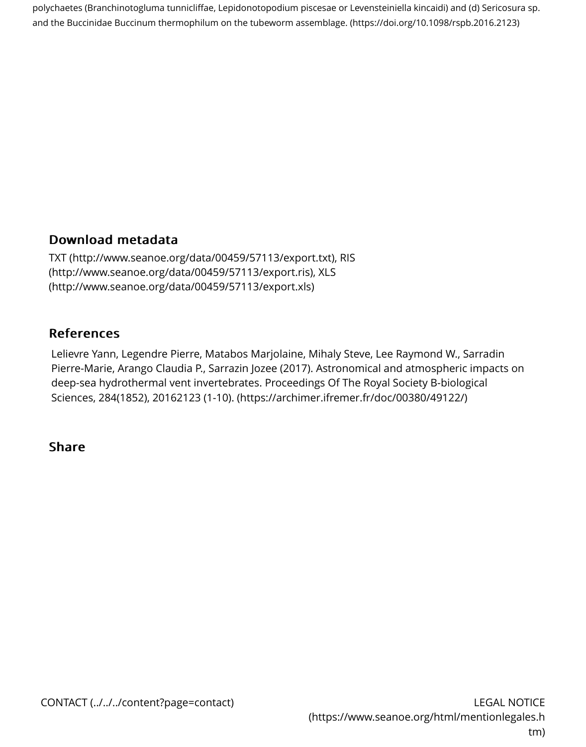polychaetes (Branchinotogluma tunnicliffae, Lepidonotopodium piscesae or Levensteiniella kincaidi) and (d) Sericosura sp. and the Buccinidae Buccinum thermophilum on the tubeworm assemblage. (https://doi.org/10.1098/rspb.2016.2123)

## Download metadata

TXT (http://www.seanoe.org/data/00459/57113/export.txt), RIS (http://www.seanoe.org/data/00459/57113/export.ris), XLS (http://www.seanoe.org/data/00459/57113/export.xls)

## References

Lelievre Yann, Legendre Pierre, Matabos Marjolaine, Mihaly Steve, Lee Raymond W., Sarradin Pierre-Marie, Arango Claudia P., Sarrazin Jozee (2017). Astronomical and atmospheric impacts on deep-sea hydrothermal vent invertebrates. Proceedings Of The Royal Society B-biological Sciences, 284(1852), 20162123 (1-10). (https://archimer.ifremer.fr/doc/00380/49122/)

## Share

CONTACT (../../../content?page=contact)

LEGAL NOTICE (https://www.seanoe.org/html/mentionlegales.htm)